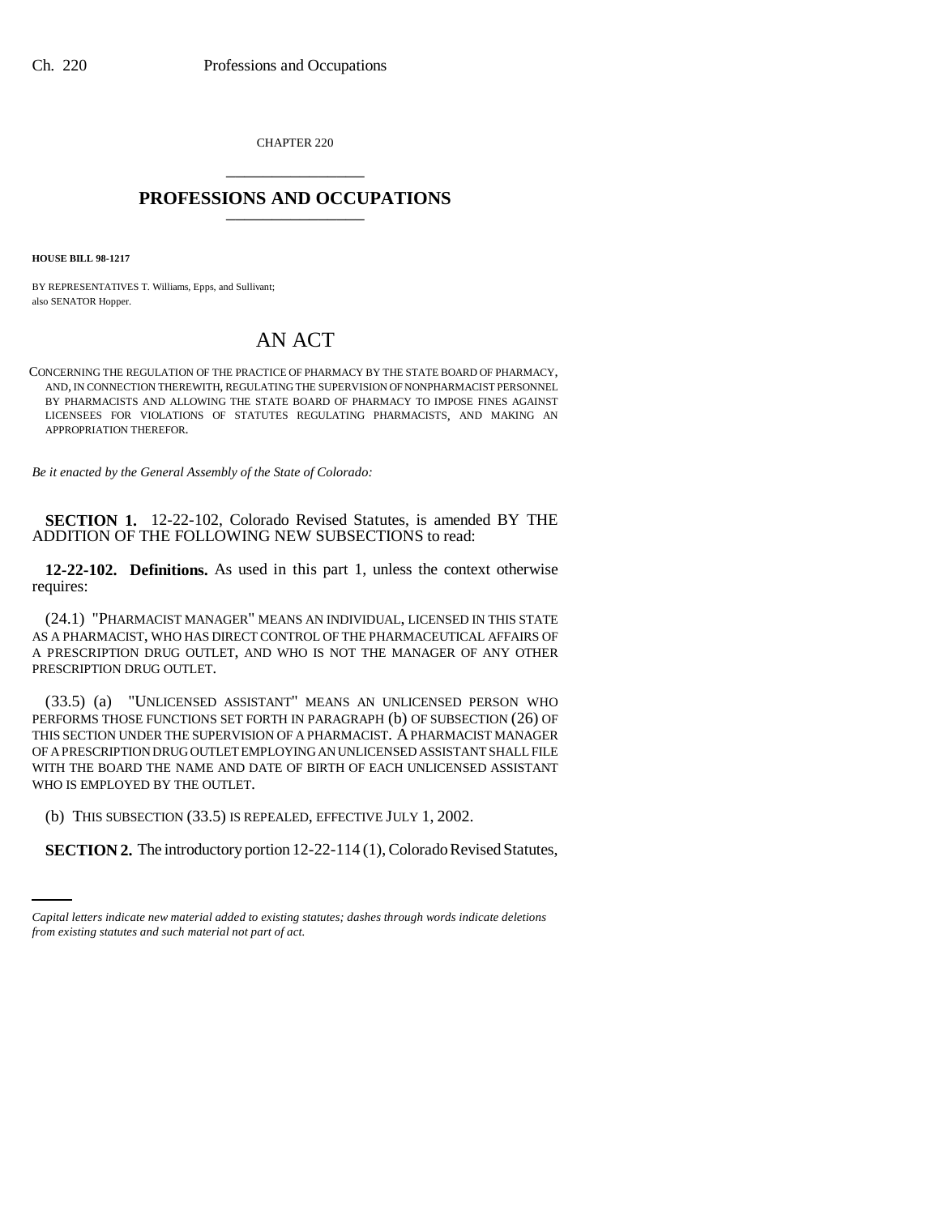CHAPTER 220

# PROFESSIONS AND OCCUPATIONS

**HOUSE BILL 98-1217**

BY REPRESENTATIVES T. Williams, Epps, and Sullivant;
also SENATOR Hopper.

## AN ACT

CONCERNING THE REGULATION OF THE PRACTICE OF PHARMACY BY THE STATE BOARD OF PHARMACY, AND, IN CONNECTION THEREWITH, REGULATING THE SUPERVISION OF NONPHARMACIST PERSONNEL BY PHARMACISTS AND ALLOWING THE STATE BOARD OF PHARMACY TO IMPOSE FINES AGAINST LICENSEES FOR VIOLATIONS OF STATUTES REGULATING PHARMACISTS, AND MAKING AN APPROPRIATION THEREFOR.

*Be it enacted by the General Assembly of the State of Colorado:*

**SECTION 1.** 12-22-102, Colorado Revised Statutes, is amended BY THE ADDITION OF THE FOLLOWING NEW SUBSECTIONS to read:

**12-22-102. Definitions.** As used in this part 1, unless the context otherwise requires:

(24.1) "PHARMACIST MANAGER" MEANS AN INDIVIDUAL, LICENSED IN THIS STATE AS A PHARMACIST, WHO HAS DIRECT CONTROL OF THE PHARMACEUTICAL AFFAIRS OF A PRESCRIPTION DRUG OUTLET, AND WHO IS NOT THE MANAGER OF ANY OTHER PRESCRIPTION DRUG OUTLET.

(33.5) (a) "UNLICENSED ASSISTANT" MEANS AN UNLICENSED PERSON WHO PERFORMS THOSE FUNCTIONS SET FORTH IN PARAGRAPH (b) OF SUBSECTION (26) OF THIS SECTION UNDER THE SUPERVISION OF A PHARMACIST. A PHARMACIST MANAGER OF A PRESCRIPTION DRUG OUTLET EMPLOYING AN UNLICENSED ASSISTANT SHALL FILE WITH THE BOARD THE NAME AND DATE OF BIRTH OF EACH UNLICENSED ASSISTANT WHO IS EMPLOYED BY THE OUTLET.

(b) THIS SUBSECTION (33.5) IS REPEALED, EFFECTIVE JULY 1, 2002.

**SECTION 2.** The introductory portion 12-22-114 (1), Colorado Revised Statutes,

*Capital letters indicate new material added to existing statutes; dashes through words indicate deletions from existing statutes and such material not part of act.*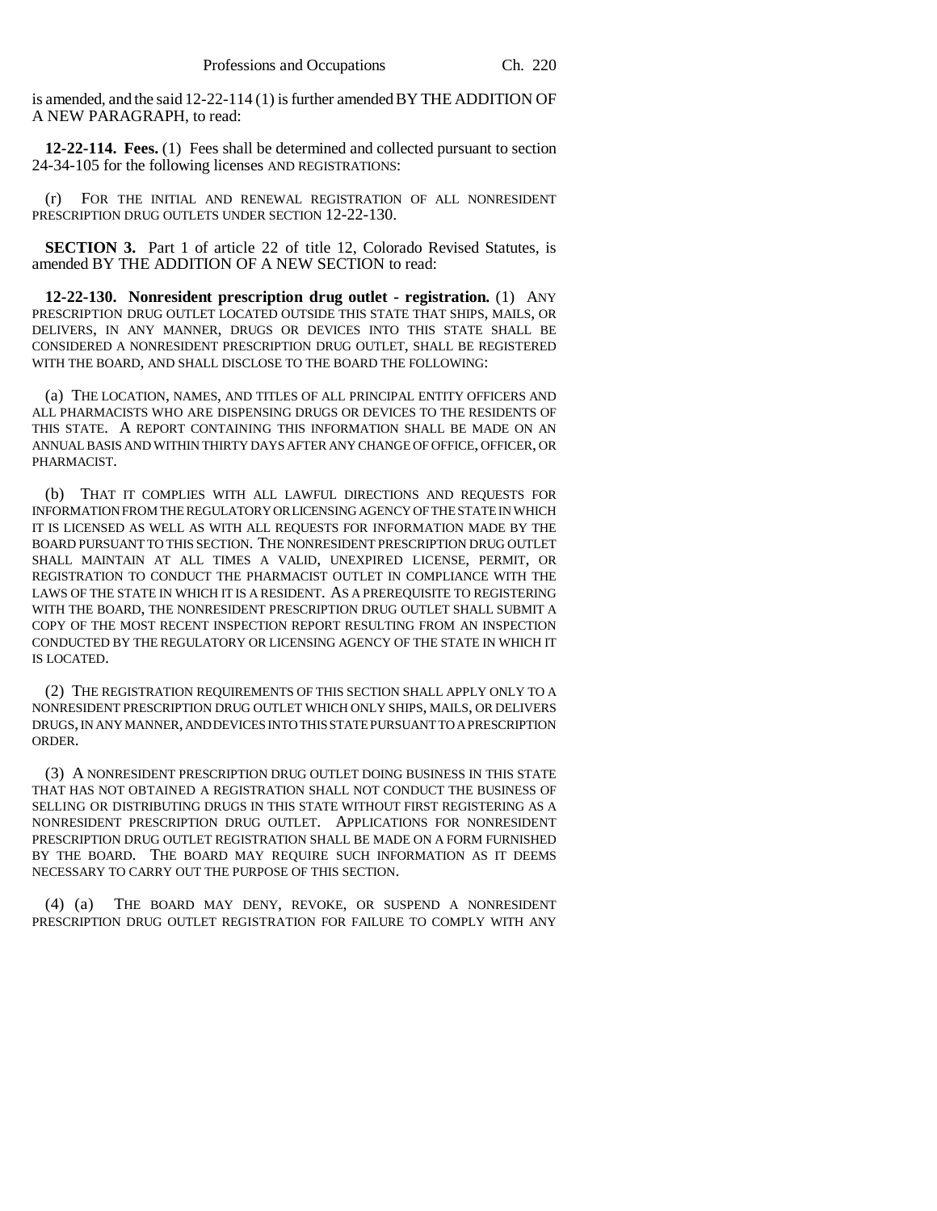is amended, and the said 12-22-114 (1) is further amended BY THE ADDITION OF A NEW PARAGRAPH, to read:

**12-22-114. Fees.** (1) Fees shall be determined and collected pursuant to section 24-34-105 for the following licenses AND REGISTRATIONS:

(r) FOR THE INITIAL AND RENEWAL REGISTRATION OF ALL NONRESIDENT PRESCRIPTION DRUG OUTLETS UNDER SECTION 12-22-130.

**SECTION 3.** Part 1 of article 22 of title 12, Colorado Revised Statutes, is amended BY THE ADDITION OF A NEW SECTION to read:

**12-22-130. Nonresident prescription drug outlet - registration.** (1) ANY PRESCRIPTION DRUG OUTLET LOCATED OUTSIDE THIS STATE THAT SHIPS, MAILS, OR DELIVERS, IN ANY MANNER, DRUGS OR DEVICES INTO THIS STATE SHALL BE CONSIDERED A NONRESIDENT PRESCRIPTION DRUG OUTLET, SHALL BE REGISTERED WITH THE BOARD, AND SHALL DISCLOSE TO THE BOARD THE FOLLOWING:

(a) THE LOCATION, NAMES, AND TITLES OF ALL PRINCIPAL ENTITY OFFICERS AND ALL PHARMACISTS WHO ARE DISPENSING DRUGS OR DEVICES TO THE RESIDENTS OF THIS STATE. A REPORT CONTAINING THIS INFORMATION SHALL BE MADE ON AN ANNUAL BASIS AND WITHIN THIRTY DAYS AFTER ANY CHANGE OF OFFICE, OFFICER, OR PHARMACIST.

(b) THAT IT COMPLIES WITH ALL LAWFUL DIRECTIONS AND REQUESTS FOR INFORMATION FROM THE REGULATORY OR LICENSING AGENCY OF THE STATE IN WHICH IT IS LICENSED AS WELL AS WITH ALL REQUESTS FOR INFORMATION MADE BY THE BOARD PURSUANT TO THIS SECTION. THE NONRESIDENT PRESCRIPTION DRUG OUTLET SHALL MAINTAIN AT ALL TIMES A VALID, UNEXPIRED LICENSE, PERMIT, OR REGISTRATION TO CONDUCT THE PHARMACIST OUTLET IN COMPLIANCE WITH THE LAWS OF THE STATE IN WHICH IT IS A RESIDENT. AS A PREREQUISITE TO REGISTERING WITH THE BOARD, THE NONRESIDENT PRESCRIPTION DRUG OUTLET SHALL SUBMIT A COPY OF THE MOST RECENT INSPECTION REPORT RESULTING FROM AN INSPECTION CONDUCTED BY THE REGULATORY OR LICENSING AGENCY OF THE STATE IN WHICH IT IS LOCATED.

(2) THE REGISTRATION REQUIREMENTS OF THIS SECTION SHALL APPLY ONLY TO A NONRESIDENT PRESCRIPTION DRUG OUTLET WHICH ONLY SHIPS, MAILS, OR DELIVERS DRUGS, IN ANY MANNER, AND DEVICES INTO THIS STATE PURSUANT TO A PRESCRIPTION ORDER.

(3) A NONRESIDENT PRESCRIPTION DRUG OUTLET DOING BUSINESS IN THIS STATE THAT HAS NOT OBTAINED A REGISTRATION SHALL NOT CONDUCT THE BUSINESS OF SELLING OR DISTRIBUTING DRUGS IN THIS STATE WITHOUT FIRST REGISTERING AS A NONRESIDENT PRESCRIPTION DRUG OUTLET. APPLICATIONS FOR NONRESIDENT PRESCRIPTION DRUG OUTLET REGISTRATION SHALL BE MADE ON A FORM FURNISHED BY THE BOARD. THE BOARD MAY REQUIRE SUCH INFORMATION AS IT DEEMS NECESSARY TO CARRY OUT THE PURPOSE OF THIS SECTION.

(4) (a) THE BOARD MAY DENY, REVOKE, OR SUSPEND A NONRESIDENT PRESCRIPTION DRUG OUTLET REGISTRATION FOR FAILURE TO COMPLY WITH ANY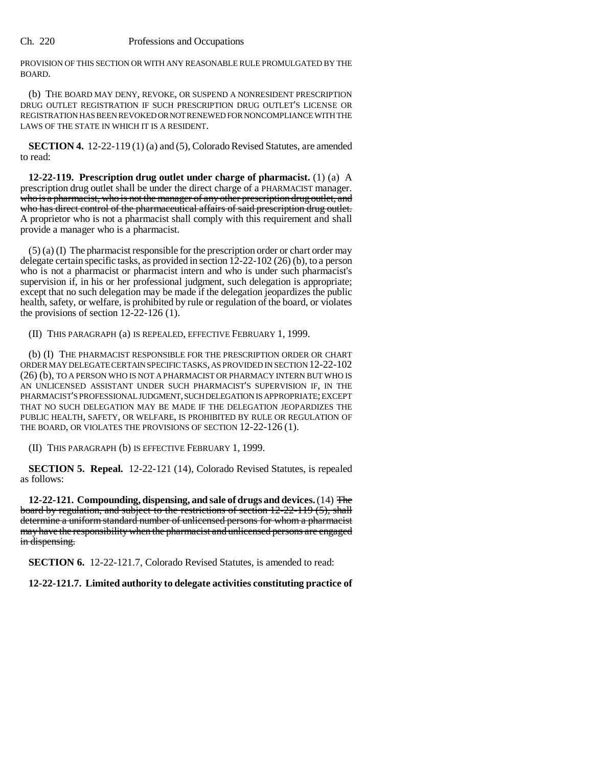PROVISION OF THIS SECTION OR WITH ANY REASONABLE RULE PROMULGATED BY THE BOARD.

(b) THE BOARD MAY DENY, REVOKE, OR SUSPEND A NONRESIDENT PRESCRIPTION DRUG OUTLET REGISTRATION IF SUCH PRESCRIPTION DRUG OUTLET'S LICENSE OR REGISTRATION HAS BEEN REVOKED OR NOT RENEWED FOR NONCOMPLIANCE WITH THE LAWS OF THE STATE IN WHICH IT IS A RESIDENT.

**SECTION 4.** 12-22-119 (1) (a) and (5), Colorado Revised Statutes, are amended to read:

**12-22-119. Prescription drug outlet under charge of pharmacist.** (1) (a) A prescription drug outlet shall be under the direct charge of a PHARMACIST manager. ~~who is a pharmacist, who is not the manager of any other prescription drug outlet, and who has direct control of the pharmaceutical affairs of said prescription drug outlet.~~ A proprietor who is not a pharmacist shall comply with this requirement and shall provide a manager who is a pharmacist.

(5) (a) (I) The pharmacist responsible for the prescription order or chart order may delegate certain specific tasks, as provided in section 12-22-102 (26) (b), to a person who is not a pharmacist or pharmacist intern and who is under such pharmacist's supervision if, in his or her professional judgment, such delegation is appropriate; except that no such delegation may be made if the delegation jeopardizes the public health, safety, or welfare, is prohibited by rule or regulation of the board, or violates the provisions of section 12-22-126 (1).

(II) THIS PARAGRAPH (a) IS REPEALED, EFFECTIVE FEBRUARY 1, 1999.

(b) (I) THE PHARMACIST RESPONSIBLE FOR THE PRESCRIPTION ORDER OR CHART ORDER MAY DELEGATE CERTAIN SPECIFIC TASKS, AS PROVIDED IN SECTION 12-22-102 (26) (b), TO A PERSON WHO IS NOT A PHARMACIST OR PHARMACY INTERN BUT WHO IS AN UNLICENSED ASSISTANT UNDER SUCH PHARMACIST'S SUPERVISION IF, IN THE PHARMACIST'S PROFESSIONAL JUDGMENT, SUCH DELEGATION IS APPROPRIATE; EXCEPT THAT NO SUCH DELEGATION MAY BE MADE IF THE DELEGATION JEOPARDIZES THE PUBLIC HEALTH, SAFETY, OR WELFARE, IS PROHIBITED BY RULE OR REGULATION OF THE BOARD, OR VIOLATES THE PROVISIONS OF SECTION 12-22-126 (1).

(II) THIS PARAGRAPH (b) IS EFFECTIVE FEBRUARY 1, 1999.

**SECTION 5. Repeal.** 12-22-121 (14), Colorado Revised Statutes, is repealed as follows:

**12-22-121. Compounding, dispensing, and sale of drugs and devices.** (14) ~~The board by regulation, and subject to the restrictions of section 12-22-119 (5), shall determine a uniform standard number of unlicensed persons for whom a pharmacist may have the responsibility when the pharmacist and unlicensed persons are engaged in dispensing.~~

**SECTION 6.** 12-22-121.7, Colorado Revised Statutes, is amended to read:

**12-22-121.7. Limited authority to delegate activities constituting practice of**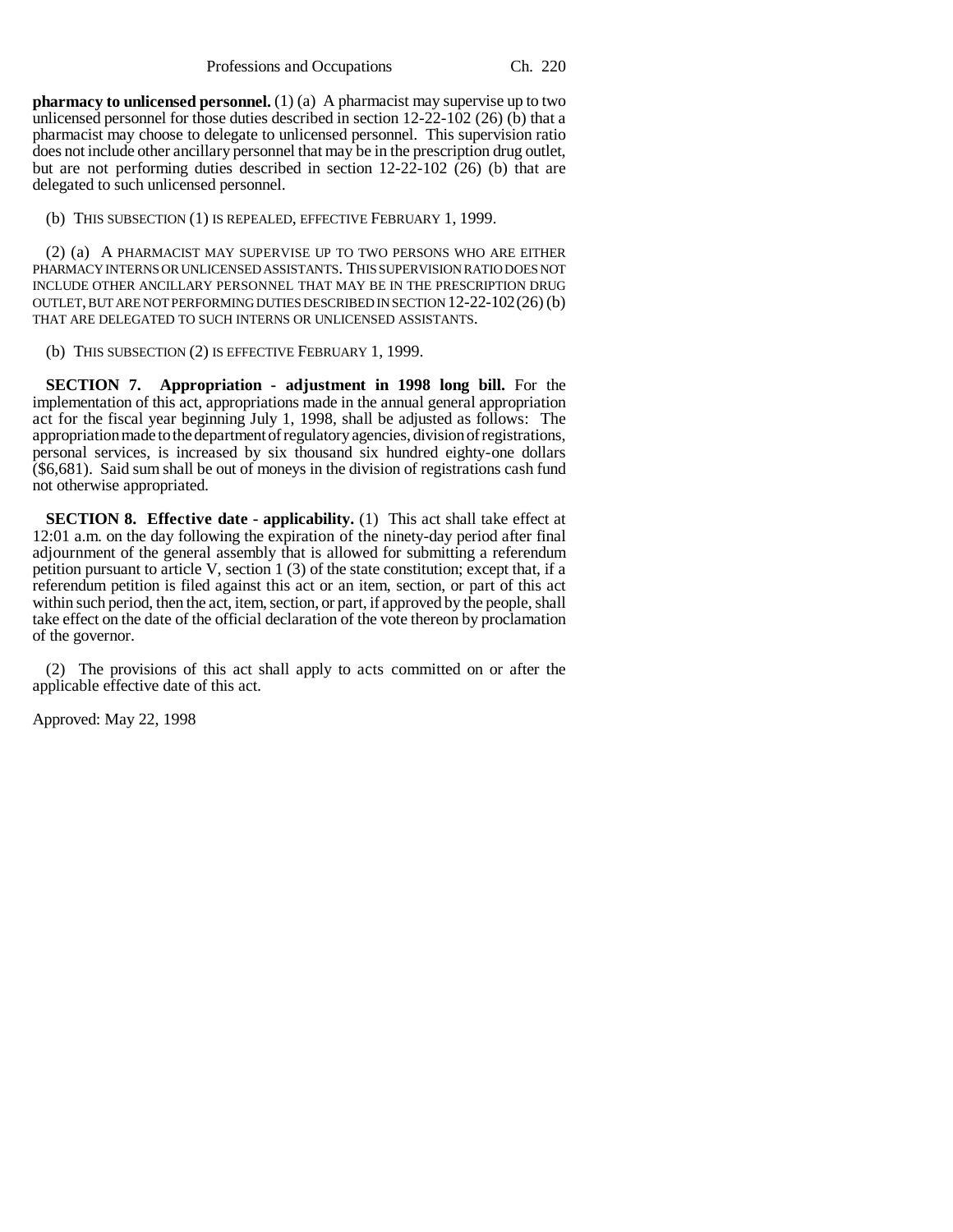**pharmacy to unlicensed personnel.** (1) (a) A pharmacist may supervise up to two unlicensed personnel for those duties described in section 12-22-102 (26) (b) that a pharmacist may choose to delegate to unlicensed personnel. This supervision ratio does not include other ancillary personnel that may be in the prescription drug outlet, but are not performing duties described in section 12-22-102 (26) (b) that are delegated to such unlicensed personnel.

(b) THIS SUBSECTION (1) IS REPEALED, EFFECTIVE FEBRUARY 1, 1999.

(2) (a) A PHARMACIST MAY SUPERVISE UP TO TWO PERSONS WHO ARE EITHER PHARMACY INTERNS OR UNLICENSED ASSISTANTS. THIS SUPERVISION RATIO DOES NOT INCLUDE OTHER ANCILLARY PERSONNEL THAT MAY BE IN THE PRESCRIPTION DRUG OUTLET, BUT ARE NOT PERFORMING DUTIES DESCRIBED IN SECTION 12-22-102 (26) (b) THAT ARE DELEGATED TO SUCH INTERNS OR UNLICENSED ASSISTANTS.

(b) THIS SUBSECTION (2) IS EFFECTIVE FEBRUARY 1, 1999.

**SECTION 7. Appropriation - adjustment in 1998 long bill.** For the implementation of this act, appropriations made in the annual general appropriation act for the fiscal year beginning July 1, 1998, shall be adjusted as follows: The appropriation made to the department of regulatory agencies, division of registrations, personal services, is increased by six thousand six hundred eighty-one dollars ($6,681). Said sum shall be out of moneys in the division of registrations cash fund not otherwise appropriated.

**SECTION 8. Effective date - applicability.** (1) This act shall take effect at 12:01 a.m. on the day following the expiration of the ninety-day period after final adjournment of the general assembly that is allowed for submitting a referendum petition pursuant to article V, section 1 (3) of the state constitution; except that, if a referendum petition is filed against this act or an item, section, or part of this act within such period, then the act, item, section, or part, if approved by the people, shall take effect on the date of the official declaration of the vote thereon by proclamation of the governor.

(2) The provisions of this act shall apply to acts committed on or after the applicable effective date of this act.

Approved: May 22, 1998